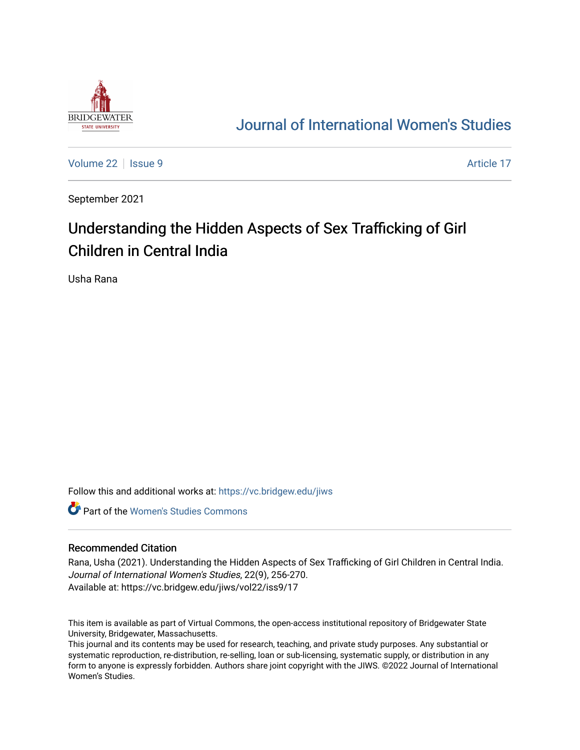# Journal of International Women's Studies

Volume 22 | Issue 9 | Article 17

September 2021

## Understanding the Hidden Aspects of Sex Trafficking of Girl Children in Central India

Usha Rana

Follow this and additional works at: https://vc.bridgew.edu/jiws

Part of the Women's Studies Commons

### Recommended Citation

Rana, Usha (2021). Understanding the Hidden Aspects of Sex Trafficking of Girl Children in Central India. *Journal of International Women's Studies*, 22(9), 256-270.
Available at: https://vc.bridgew.edu/jiws/vol22/iss9/17

This item is available as part of Virtual Commons, the open-access institutional repository of Bridgewater State University, Bridgewater, Massachusetts.
This journal and its contents may be used for research, teaching, and private study purposes. Any substantial or systematic reproduction, re-distribution, re-selling, loan or sub-licensing, systematic supply, or distribution in any form to anyone is expressly forbidden. Authors share joint copyright with the JIWS. ©2022 Journal of International Women's Studies.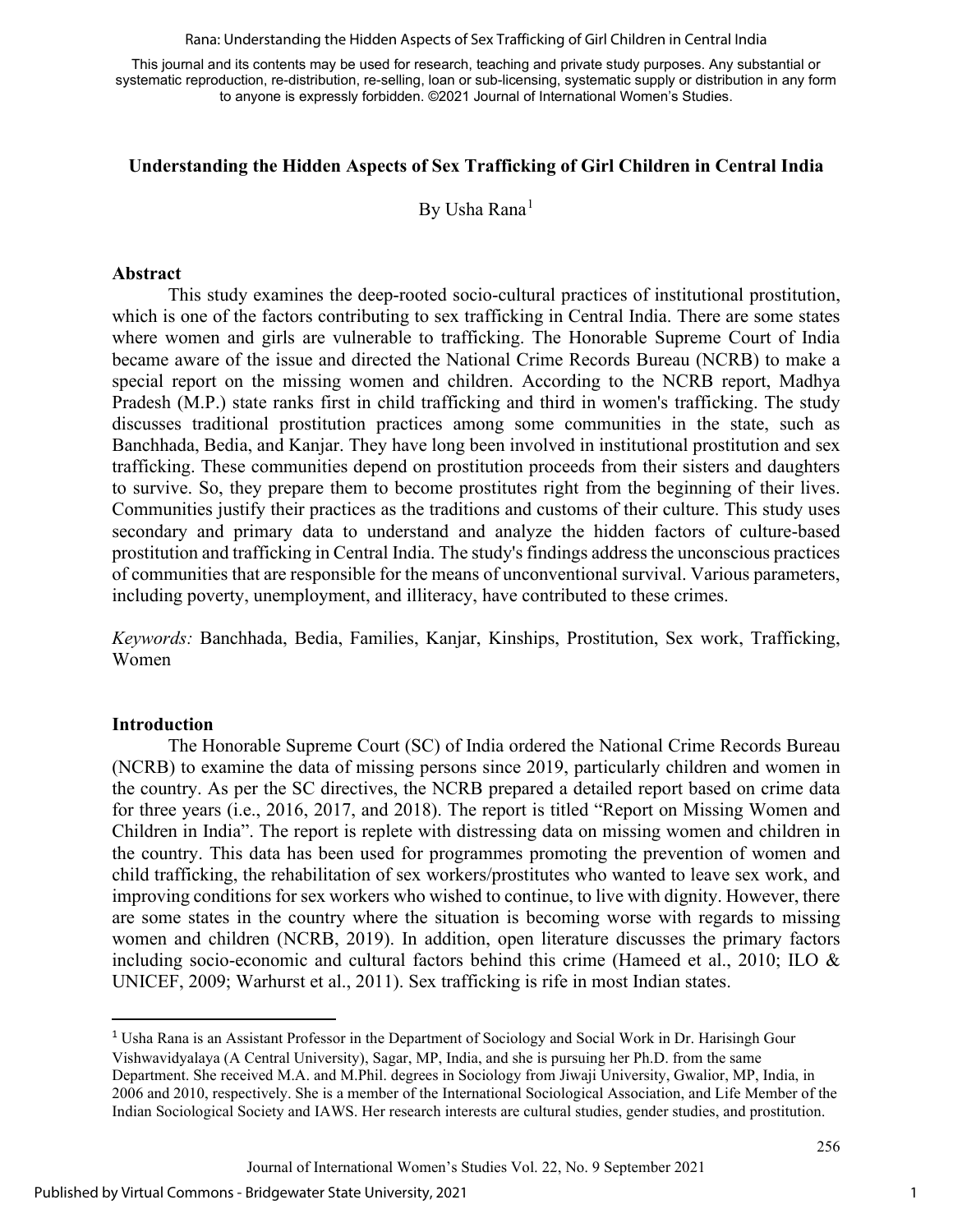## Understanding the Hidden Aspects of Sex Trafficking of Girl Children in Central India

By Usha Rana[1]

### Abstract

This study examines the deep-rooted socio-cultural practices of institutional prostitution, which is one of the factors contributing to sex trafficking in Central India. There are some states where women and girls are vulnerable to trafficking. The Honorable Supreme Court of India became aware of the issue and directed the National Crime Records Bureau (NCRB) to make a special report on the missing women and children. According to the NCRB report, Madhya Pradesh (M.P.) state ranks first in child trafficking and third in women's trafficking. The study discusses traditional prostitution practices among some communities in the state, such as Banchhada, Bedia, and Kanjar. They have long been involved in institutional prostitution and sex trafficking. These communities depend on prostitution proceeds from their sisters and daughters to survive. So, they prepare them to become prostitutes right from the beginning of their lives. Communities justify their practices as the traditions and customs of their culture. This study uses secondary and primary data to understand and analyze the hidden factors of culture-based prostitution and trafficking in Central India. The study's findings address the unconscious practices of communities that are responsible for the means of unconventional survival. Various parameters, including poverty, unemployment, and illiteracy, have contributed to these crimes.

*Keywords:* Banchhada, Bedia, Families, Kanjar, Kinships, Prostitution, Sex work, Trafficking, Women

### Introduction

The Honorable Supreme Court (SC) of India ordered the National Crime Records Bureau (NCRB) to examine the data of missing persons since 2019, particularly children and women in the country. As per the SC directives, the NCRB prepared a detailed report based on crime data for three years (i.e., 2016, 2017, and 2018). The report is titled "Report on Missing Women and Children in India". The report is replete with distressing data on missing women and children in the country. This data has been used for programmes promoting the prevention of women and child trafficking, the rehabilitation of sex workers/prostitutes who wanted to leave sex work, and improving conditions for sex workers who wished to continue, to live with dignity. However, there are some states in the country where the situation is becoming worse with regards to missing women and children (NCRB, 2019). In addition, open literature discusses the primary factors including socio-economic and cultural factors behind this crime (Hameed et al., 2010; ILO & UNICEF, 2009; Warhurst et al., 2011). Sex trafficking is rife in most Indian states.

---

[1] Usha Rana is an Assistant Professor in the Department of Sociology and Social Work in Dr. Harisingh Gour Vishwavidyalaya (A Central University), Sagar, MP, India, and she is pursuing her Ph.D. from the same Department. She received M.A. and M.Phil. degrees in Sociology from Jiwaji University, Gwalior, MP, India, in 2006 and 2010, respectively. She is a member of the International Sociological Association, and Life Member of the Indian Sociological Society and IAWS. Her research interests are cultural studies, gender studies, and prostitution.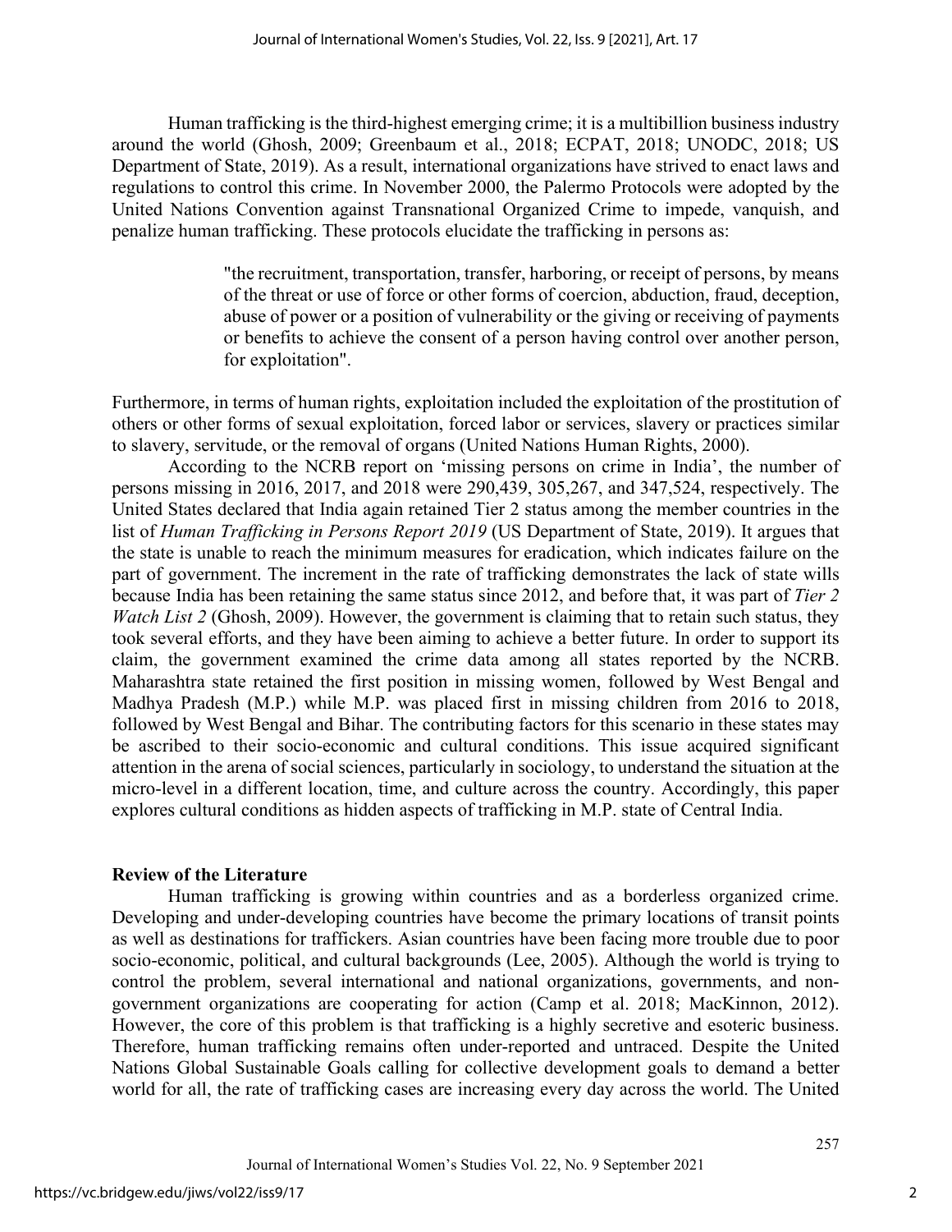Human trafficking is the third-highest emerging crime; it is a multibillion business industry around the world (Ghosh, 2009; Greenbaum et al., 2018; ECPAT, 2018; UNODC, 2018; US Department of State, 2019). As a result, international organizations have strived to enact laws and regulations to control this crime. In November 2000, the Palermo Protocols were adopted by the United Nations Convention against Transnational Organized Crime to impede, vanquish, and penalize human trafficking. These protocols elucidate the trafficking in persons as:

> "the recruitment, transportation, transfer, harboring, or receipt of persons, by means of the threat or use of force or other forms of coercion, abduction, fraud, deception, abuse of power or a position of vulnerability or the giving or receiving of payments or benefits to achieve the consent of a person having control over another person, for exploitation".

Furthermore, in terms of human rights, exploitation included the exploitation of the prostitution of others or other forms of sexual exploitation, forced labor or services, slavery or practices similar to slavery, servitude, or the removal of organs (United Nations Human Rights, 2000).

According to the NCRB report on 'missing persons on crime in India', the number of persons missing in 2016, 2017, and 2018 were 290,439, 305,267, and 347,524, respectively. The United States declared that India again retained Tier 2 status among the member countries in the list of *Human Trafficking in Persons Report 2019* (US Department of State, 2019). It argues that the state is unable to reach the minimum measures for eradication, which indicates failure on the part of government. The increment in the rate of trafficking demonstrates the lack of state wills because India has been retaining the same status since 2012, and before that, it was part of *Tier 2 Watch List 2* (Ghosh, 2009). However, the government is claiming that to retain such status, they took several efforts, and they have been aiming to achieve a better future. In order to support its claim, the government examined the crime data among all states reported by the NCRB. Maharashtra state retained the first position in missing women, followed by West Bengal and Madhya Pradesh (M.P.) while M.P. was placed first in missing children from 2016 to 2018, followed by West Bengal and Bihar. The contributing factors for this scenario in these states may be ascribed to their socio-economic and cultural conditions. This issue acquired significant attention in the arena of social sciences, particularly in sociology, to understand the situation at the micro-level in a different location, time, and culture across the country. Accordingly, this paper explores cultural conditions as hidden aspects of trafficking in M.P. state of Central India.

## Review of the Literature

Human trafficking is growing within countries and as a borderless organized crime. Developing and under-developing countries have become the primary locations of transit points as well as destinations for traffickers. Asian countries have been facing more trouble due to poor socio-economic, political, and cultural backgrounds (Lee, 2005). Although the world is trying to control the problem, several international and national organizations, governments, and non-government organizations are cooperating for action (Camp et al. 2018; MacKinnon, 2012). However, the core of this problem is that trafficking is a highly secretive and esoteric business. Therefore, human trafficking remains often under-reported and untraced. Despite the United Nations Global Sustainable Goals calling for collective development goals to demand a better world for all, the rate of trafficking cases are increasing every day across the world. The United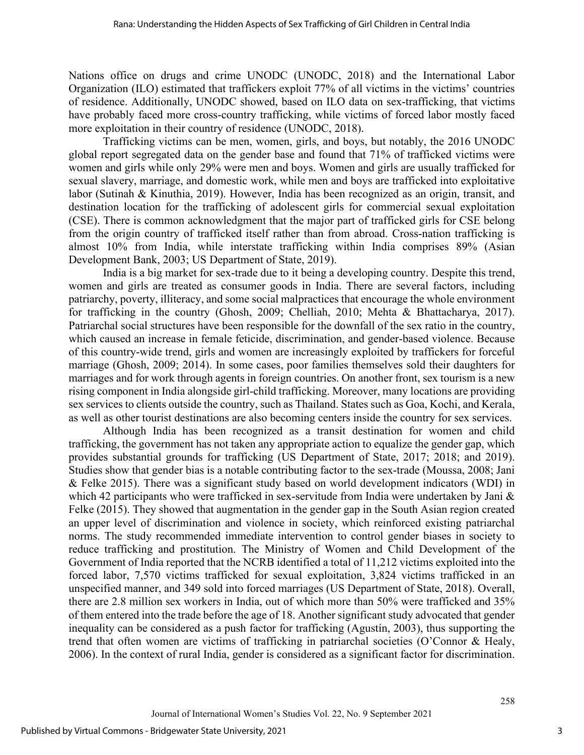Nations office on drugs and crime UNODC (UNODC, 2018) and the International Labor Organization (ILO) estimated that traffickers exploit 77% of all victims in the victims' countries of residence. Additionally, UNODC showed, based on ILO data on sex-trafficking, that victims have probably faced more cross-country trafficking, while victims of forced labor mostly faced more exploitation in their country of residence (UNODC, 2018).

Trafficking victims can be men, women, girls, and boys, but notably, the 2016 UNODC global report segregated data on the gender base and found that 71% of trafficked victims were women and girls while only 29% were men and boys. Women and girls are usually trafficked for sexual slavery, marriage, and domestic work, while men and boys are trafficked into exploitative labor (Sutinah & Kinuthia, 2019). However, India has been recognized as an origin, transit, and destination location for the trafficking of adolescent girls for commercial sexual exploitation (CSE). There is common acknowledgment that the major part of trafficked girls for CSE belong from the origin country of trafficked itself rather than from abroad. Cross-nation trafficking is almost 10% from India, while interstate trafficking within India comprises 89% (Asian Development Bank, 2003; US Department of State, 2019).

India is a big market for sex-trade due to it being a developing country. Despite this trend, women and girls are treated as consumer goods in India. There are several factors, including patriarchy, poverty, illiteracy, and some social malpractices that encourage the whole environment for trafficking in the country (Ghosh, 2009; Chelliah, 2010; Mehta & Bhattacharya, 2017). Patriarchal social structures have been responsible for the downfall of the sex ratio in the country, which caused an increase in female feticide, discrimination, and gender-based violence. Because of this country-wide trend, girls and women are increasingly exploited by traffickers for forceful marriage (Ghosh, 2009; 2014). In some cases, poor families themselves sold their daughters for marriages and for work through agents in foreign countries. On another front, sex tourism is a new rising component in India alongside girl-child trafficking. Moreover, many locations are providing sex services to clients outside the country, such as Thailand. States such as Goa, Kochi, and Kerala, as well as other tourist destinations are also becoming centers inside the country for sex services.

Although India has been recognized as a transit destination for women and child trafficking, the government has not taken any appropriate action to equalize the gender gap, which provides substantial grounds for trafficking (US Department of State, 2017; 2018; and 2019). Studies show that gender bias is a notable contributing factor to the sex-trade (Moussa, 2008; Jani & Felke 2015). There was a significant study based on world development indicators (WDI) in which 42 participants who were trafficked in sex-servitude from India were undertaken by Jani & Felke (2015). They showed that augmentation in the gender gap in the South Asian region created an upper level of discrimination and violence in society, which reinforced existing patriarchal norms. The study recommended immediate intervention to control gender biases in society to reduce trafficking and prostitution. The Ministry of Women and Child Development of the Government of India reported that the NCRB identified a total of 11,212 victims exploited into the forced labor, 7,570 victims trafficked for sexual exploitation, 3,824 victims trafficked in an unspecified manner, and 349 sold into forced marriages (US Department of State, 2018). Overall, there are 2.8 million sex workers in India, out of which more than 50% were trafficked and 35% of them entered into the trade before the age of 18. Another significant study advocated that gender inequality can be considered as a push factor for trafficking (Agustín, 2003), thus supporting the trend that often women are victims of trafficking in patriarchal societies (O'Connor & Healy, 2006). In the context of rural India, gender is considered as a significant factor for discrimination.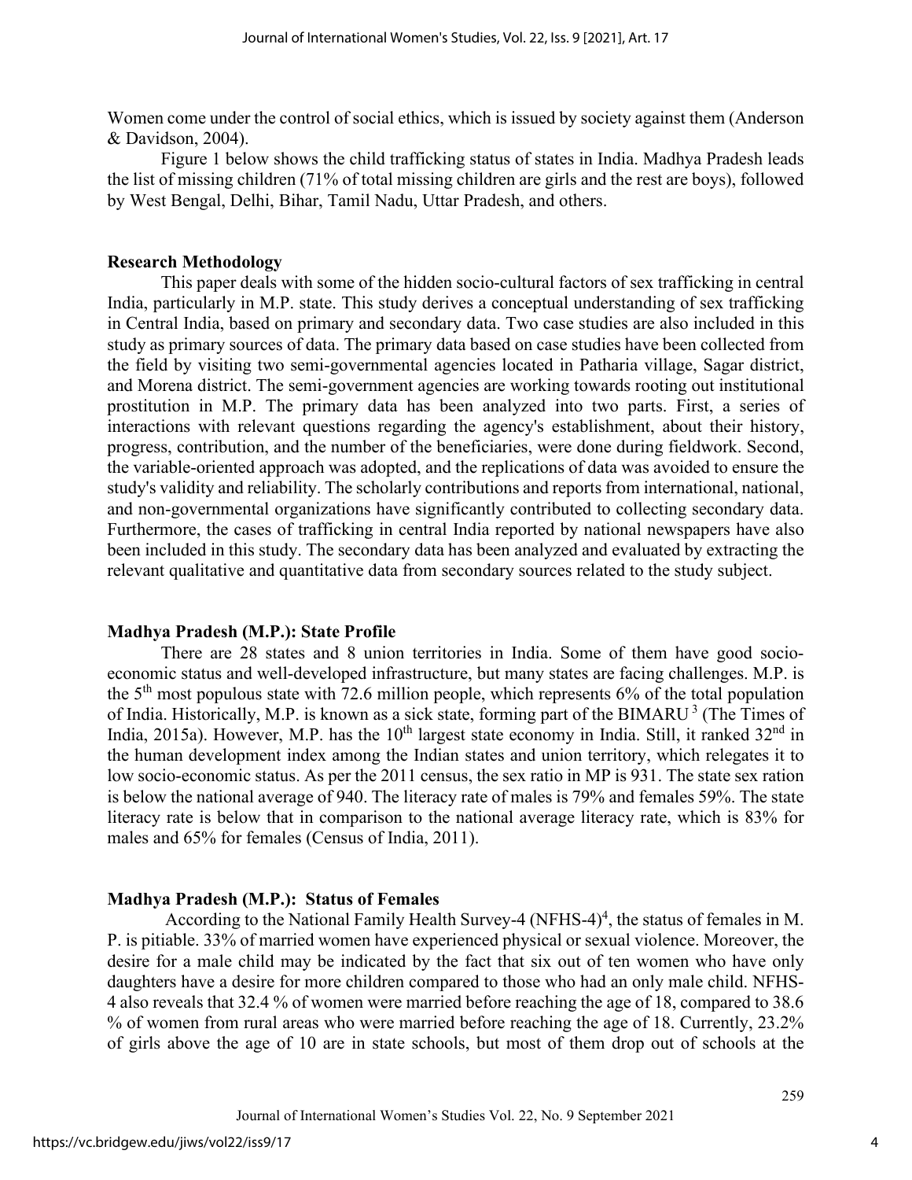Women come under the control of social ethics, which is issued by society against them (Anderson & Davidson, 2004).

Figure 1 below shows the child trafficking status of states in India. Madhya Pradesh leads the list of missing children (71% of total missing children are girls and the rest are boys), followed by West Bengal, Delhi, Bihar, Tamil Nadu, Uttar Pradesh, and others.

## Research Methodology

This paper deals with some of the hidden socio-cultural factors of sex trafficking in central India, particularly in M.P. state. This study derives a conceptual understanding of sex trafficking in Central India, based on primary and secondary data. Two case studies are also included in this study as primary sources of data. The primary data based on case studies have been collected from the field by visiting two semi-governmental agencies located in Patharia village, Sagar district, and Morena district. The semi-government agencies are working towards rooting out institutional prostitution in M.P. The primary data has been analyzed into two parts. First, a series of interactions with relevant questions regarding the agency's establishment, about their history, progress, contribution, and the number of the beneficiaries, were done during fieldwork. Second, the variable-oriented approach was adopted, and the replications of data was avoided to ensure the study's validity and reliability. The scholarly contributions and reports from international, national, and non-governmental organizations have significantly contributed to collecting secondary data. Furthermore, the cases of trafficking in central India reported by national newspapers have also been included in this study. The secondary data has been analyzed and evaluated by extracting the relevant qualitative and quantitative data from secondary sources related to the study subject.

## Madhya Pradesh (M.P.): State Profile

There are 28 states and 8 union territories in India. Some of them have good socio-economic status and well-developed infrastructure, but many states are facing challenges. M.P. is the 5th most populous state with 72.6 million people, which represents 6% of the total population of India. Historically, M.P. is known as a sick state, forming part of the BIMARU [3] (The Times of India, 2015a). However, M.P. has the 10th largest state economy in India. Still, it ranked 32nd in the human development index among the Indian states and union territory, which relegates it to low socio-economic status. As per the 2011 census, the sex ratio in MP is 931. The state sex ration is below the national average of 940. The literacy rate of males is 79% and females 59%. The state literacy rate is below that in comparison to the national average literacy rate, which is 83% for males and 65% for females (Census of India, 2011).

## Madhya Pradesh (M.P.): Status of Females

According to the National Family Health Survey-4 (NFHS-4)[4], the status of females in M. P. is pitiable. 33% of married women have experienced physical or sexual violence. Moreover, the desire for a male child may be indicated by the fact that six out of ten women who have only daughters have a desire for more children compared to those who had an only male child. NFHS-4 also reveals that 32.4 % of women were married before reaching the age of 18, compared to 38.6 % of women from rural areas who were married before reaching the age of 18. Currently, 23.2% of girls above the age of 10 are in state schools, but most of them drop out of schools at the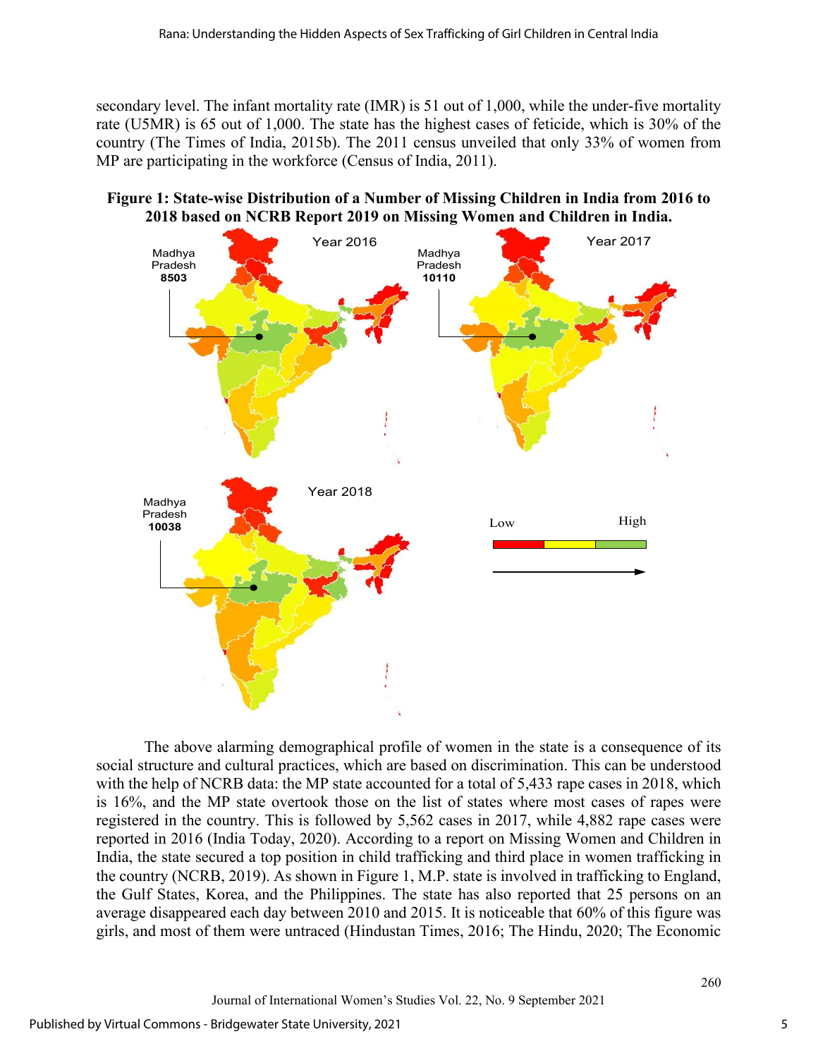secondary level. The infant mortality rate (IMR) is 51 out of 1,000, while the under-five mortality rate (U5MR) is 65 out of 1,000. The state has the highest cases of feticide, which is 30% of the country (The Times of India, 2015b). The 2011 census unveiled that only 33% of women from MP are participating in the workforce (Census of India, 2011).

**Figure 1: State-wise Distribution of a Number of Missing Children in India from 2016 to 2018 based on NCRB Report 2019 on Missing Women and Children in India.**

Year 2016 — Madhya Pradesh **8503**

Year 2017 — Madhya Pradesh **10110**

Year 2018 — Madhya Pradesh **10038**

Low → High

The above alarming demographical profile of women in the state is a consequence of its social structure and cultural practices, which are based on discrimination. This can be understood with the help of NCRB data: the MP state accounted for a total of 5,433 rape cases in 2018, which is 16%, and the MP state overtook those on the list of states where most cases of rapes were registered in the country. This is followed by 5,562 cases in 2017, while 4,882 rape cases were reported in 2016 (India Today, 2020). According to a report on Missing Women and Children in India, the state secured a top position in child trafficking and third place in women trafficking in the country (NCRB, 2019). As shown in Figure 1, M.P. state is involved in trafficking to England, the Gulf States, Korea, and the Philippines. The state has also reported that 25 persons on an average disappeared each day between 2010 and 2015. It is noticeable that 60% of this figure was girls, and most of them were untraced (Hindustan Times, 2016; The Hindu, 2020; The Economic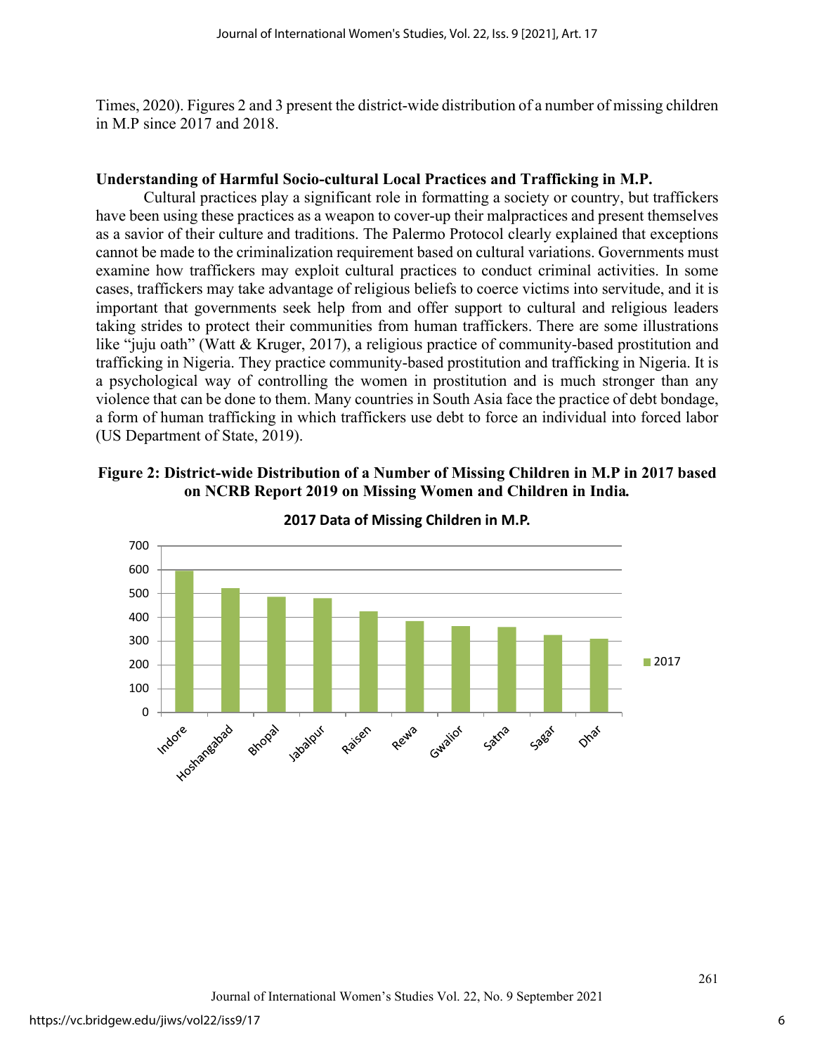Times, 2020). Figures 2 and 3 present the district-wide distribution of a number of missing children in M.P since 2017 and 2018.

### Understanding of Harmful Socio-cultural Local Practices and Trafficking in M.P.

Cultural practices play a significant role in formatting a society or country, but traffickers have been using these practices as a weapon to cover-up their malpractices and present themselves as a savior of their culture and traditions. The Palermo Protocol clearly explained that exceptions cannot be made to the criminalization requirement based on cultural variations. Governments must examine how traffickers may exploit cultural practices to conduct criminal activities. In some cases, traffickers may take advantage of religious beliefs to coerce victims into servitude, and it is important that governments seek help from and offer support to cultural and religious leaders taking strides to protect their communities from human traffickers. There are some illustrations like "juju oath" (Watt & Kruger, 2017), a religious practice of community-based prostitution and trafficking in Nigeria. They practice community-based prostitution and trafficking in Nigeria. It is a psychological way of controlling the women in prostitution and is much stronger than any violence that can be done to them. Many countries in South Asia face the practice of debt bondage, a form of human trafficking in which traffickers use debt to force an individual into forced labor (US Department of State, 2019).

**Figure 2: District-wide Distribution of a Number of Missing Children in M.P in 2017 based on NCRB Report 2019 on Missing Women and Children in India.**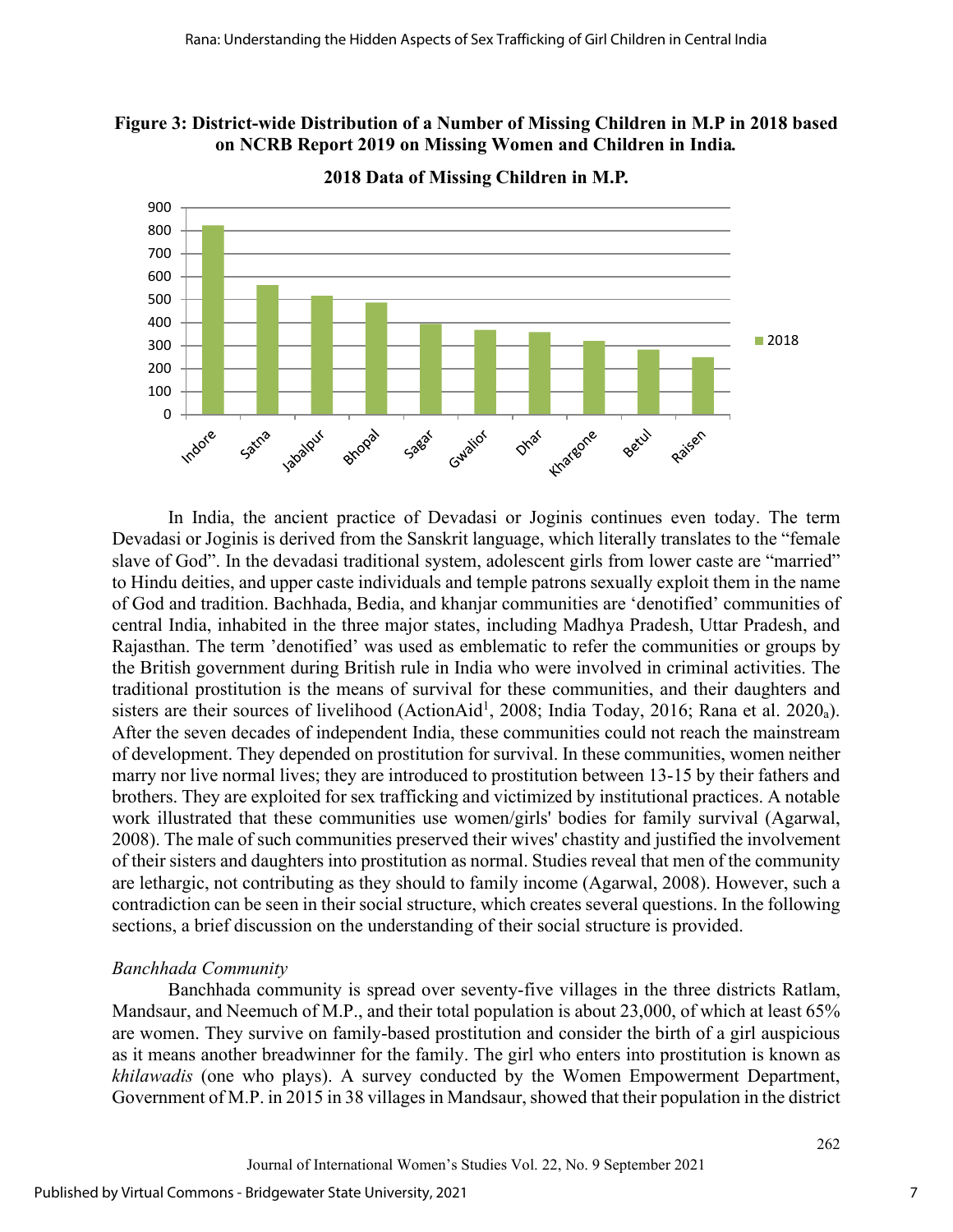**Figure 3: District-wide Distribution of a Number of Missing Children in M.P in 2018 based on NCRB Report 2019 on Missing Women and Children in India.**

In India, the ancient practice of Devadasi or Joginis continues even today. The term Devadasi or Joginis is derived from the Sanskrit language, which literally translates to the "female slave of God". In the devadasi traditional system, adolescent girls from lower caste are "married" to Hindu deities, and upper caste individuals and temple patrons sexually exploit them in the name of God and tradition. Bachhada, Bedia, and khanjar communities are 'denotified' communities of central India, inhabited in the three major states, including Madhya Pradesh, Uttar Pradesh, and Rajasthan. The term 'denotified' was used as emblematic to refer the communities or groups by the British government during British rule in India who were involved in criminal activities. The traditional prostitution is the means of survival for these communities, and their daughters and sisters are their sources of livelihood (ActionAid[1], 2008; India Today, 2016; Rana et al. 2020$_a$). After the seven decades of independent India, these communities could not reach the mainstream of development. They depended on prostitution for survival. In these communities, women neither marry nor live normal lives; they are introduced to prostitution between 13-15 by their fathers and brothers. They are exploited for sex trafficking and victimized by institutional practices. A notable work illustrated that these communities use women/girls' bodies for family survival (Agarwal, 2008). The male of such communities preserved their wives' chastity and justified the involvement of their sisters and daughters into prostitution as normal. Studies reveal that men of the community are lethargic, not contributing as they should to family income (Agarwal, 2008). However, such a contradiction can be seen in their social structure, which creates several questions. In the following sections, a brief discussion on the understanding of their social structure is provided.

*Banchhada Community*

Banchhada community is spread over seventy-five villages in the three districts Ratlam, Mandsaur, and Neemuch of M.P., and their total population is about 23,000, of which at least 65% are women. They survive on family-based prostitution and consider the birth of a girl auspicious as it means another breadwinner for the family. The girl who enters into prostitution is known as *khilawadis* (one who plays). A survey conducted by the Women Empowerment Department, Government of M.P. in 2015 in 38 villages in Mandsaur, showed that their population in the district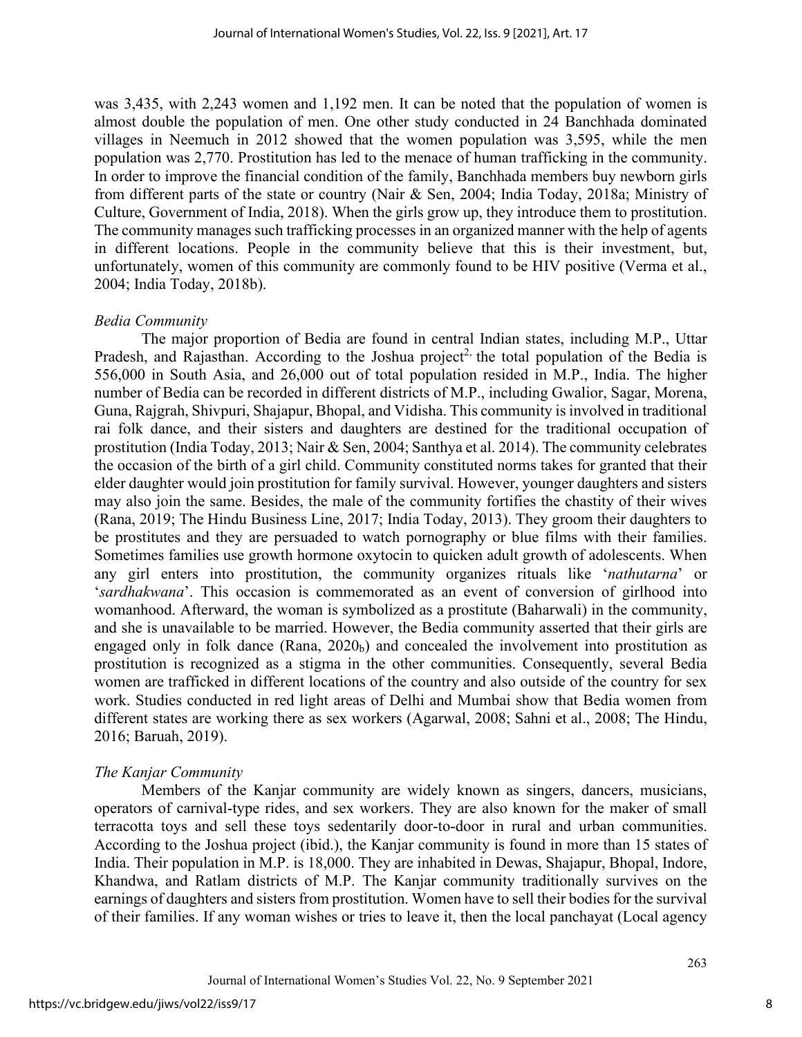was 3,435, with 2,243 women and 1,192 men. It can be noted that the population of women is almost double the population of men. One other study conducted in 24 Banchhada dominated villages in Neemuch in 2012 showed that the women population was 3,595, while the men population was 2,770. Prostitution has led to the menace of human trafficking in the community. In order to improve the financial condition of the family, Banchhada members buy newborn girls from different parts of the state or country (Nair & Sen, 2004; India Today, 2018a; Ministry of Culture, Government of India, 2018). When the girls grow up, they introduce them to prostitution. The community manages such trafficking processes in an organized manner with the help of agents in different locations. People in the community believe that this is their investment, but, unfortunately, women of this community are commonly found to be HIV positive (Verma et al., 2004; India Today, 2018b).

### *Bedia Community*

The major proportion of Bedia are found in central Indian states, including M.P., Uttar Pradesh, and Rajasthan. According to the Joshua project[2,] the total population of the Bedia is 556,000 in South Asia, and 26,000 out of total population resided in M.P., India. The higher number of Bedia can be recorded in different districts of M.P., including Gwalior, Sagar, Morena, Guna, Rajgrah, Shivpuri, Shajapur, Bhopal, and Vidisha. This community is involved in traditional rai folk dance, and their sisters and daughters are destined for the traditional occupation of prostitution (India Today, 2013; Nair & Sen, 2004; Santhya et al. 2014). The community celebrates the occasion of the birth of a girl child. Community constituted norms takes for granted that their elder daughter would join prostitution for family survival. However, younger daughters and sisters may also join the same. Besides, the male of the community fortifies the chastity of their wives (Rana, 2019; The Hindu Business Line, 2017; India Today, 2013). They groom their daughters to be prostitutes and they are persuaded to watch pornography or blue films with their families. Sometimes families use growth hormone oxytocin to quicken adult growth of adolescents. When any girl enters into prostitution, the community organizes rituals like '*nathutarna*' or '*sardhakwana*'. This occasion is commemorated as an event of conversion of girlhood into womanhood. Afterward, the woman is symbolized as a prostitute (Baharwali) in the community, and she is unavailable to be married. However, the Bedia community asserted that their girls are engaged only in folk dance (Rana, $2020_b$) and concealed the involvement into prostitution as prostitution is recognized as a stigma in the other communities. Consequently, several Bedia women are trafficked in different locations of the country and also outside of the country for sex work. Studies conducted in red light areas of Delhi and Mumbai show that Bedia women from different states are working there as sex workers (Agarwal, 2008; Sahni et al., 2008; The Hindu, 2016; Baruah, 2019).

### *The Kanjar Community*

Members of the Kanjar community are widely known as singers, dancers, musicians, operators of carnival-type rides, and sex workers. They are also known for the maker of small terracotta toys and sell these toys sedentarily door-to-door in rural and urban communities. According to the Joshua project (ibid.), the Kanjar community is found in more than 15 states of India. Their population in M.P. is 18,000. They are inhabited in Dewas, Shajapur, Bhopal, Indore, Khandwa, and Ratlam districts of M.P. The Kanjar community traditionally survives on the earnings of daughters and sisters from prostitution. Women have to sell their bodies for the survival of their families. If any woman wishes or tries to leave it, then the local panchayat (Local agency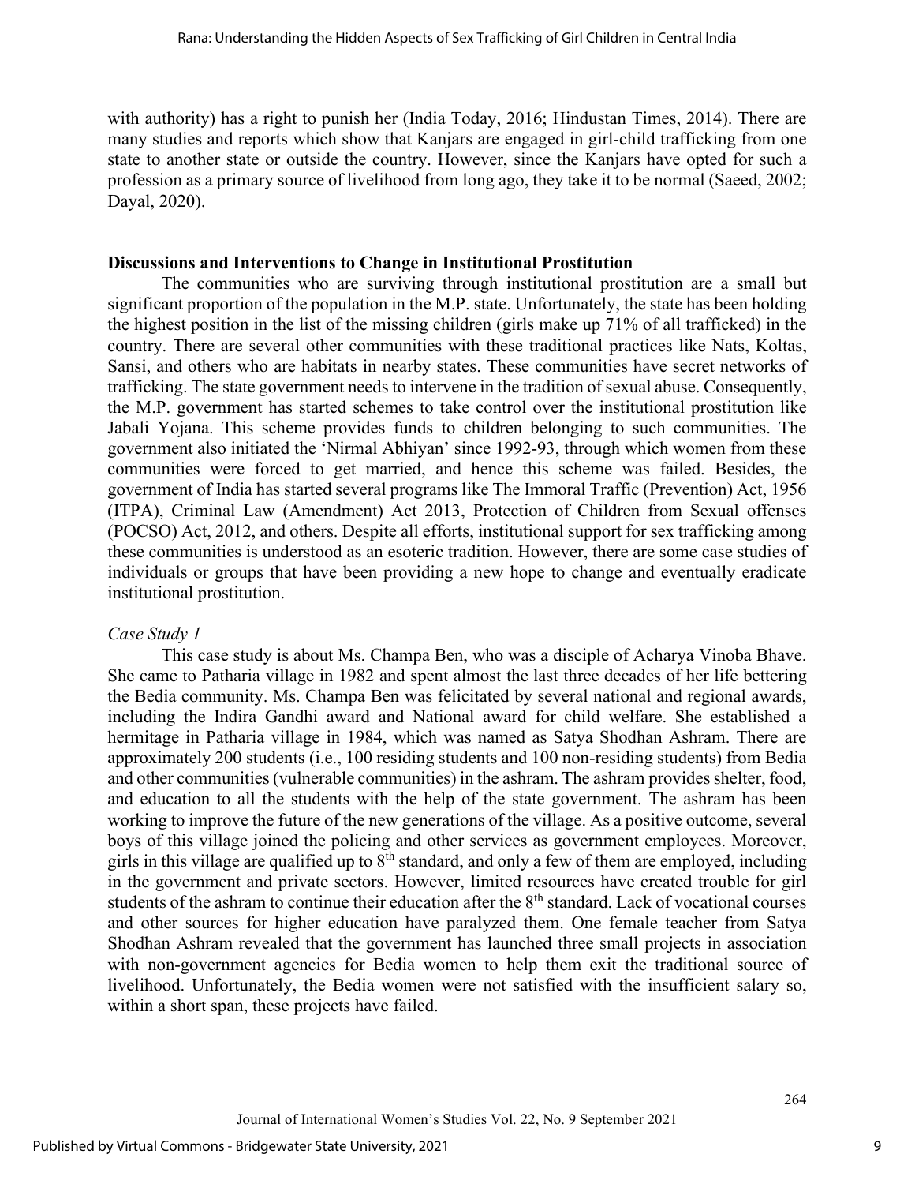with authority) has a right to punish her (India Today, 2016; Hindustan Times, 2014). There are many studies and reports which show that Kanjars are engaged in girl-child trafficking from one state to another state or outside the country. However, since the Kanjars have opted for such a profession as a primary source of livelihood from long ago, they take it to be normal (Saeed, 2002; Dayal, 2020).

## Discussions and Interventions to Change in Institutional Prostitution

The communities who are surviving through institutional prostitution are a small but significant proportion of the population in the M.P. state. Unfortunately, the state has been holding the highest position in the list of the missing children (girls make up 71% of all trafficked) in the country. There are several other communities with these traditional practices like Nats, Koltas, Sansi, and others who are habitats in nearby states. These communities have secret networks of trafficking. The state government needs to intervene in the tradition of sexual abuse. Consequently, the M.P. government has started schemes to take control over the institutional prostitution like Jabali Yojana. This scheme provides funds to children belonging to such communities. The government also initiated the 'Nirmal Abhiyan' since 1992-93, through which women from these communities were forced to get married, and hence this scheme was failed. Besides, the government of India has started several programs like The Immoral Traffic (Prevention) Act, 1956 (ITPA), Criminal Law (Amendment) Act 2013, Protection of Children from Sexual offenses (POCSO) Act, 2012, and others. Despite all efforts, institutional support for sex trafficking among these communities is understood as an esoteric tradition. However, there are some case studies of individuals or groups that have been providing a new hope to change and eventually eradicate institutional prostitution.

### *Case Study 1*

This case study is about Ms. Champa Ben, who was a disciple of Acharya Vinoba Bhave. She came to Patharia village in 1982 and spent almost the last three decades of her life bettering the Bedia community. Ms. Champa Ben was felicitated by several national and regional awards, including the Indira Gandhi award and National award for child welfare. She established a hermitage in Patharia village in 1984, which was named as Satya Shodhan Ashram. There are approximately 200 students (i.e., 100 residing students and 100 non-residing students) from Bedia and other communities (vulnerable communities) in the ashram. The ashram provides shelter, food, and education to all the students with the help of the state government. The ashram has been working to improve the future of the new generations of the village. As a positive outcome, several boys of this village joined the policing and other services as government employees. Moreover, girls in this village are qualified up to 8th standard, and only a few of them are employed, including in the government and private sectors. However, limited resources have created trouble for girl students of the ashram to continue their education after the 8th standard. Lack of vocational courses and other sources for higher education have paralyzed them. One female teacher from Satya Shodhan Ashram revealed that the government has launched three small projects in association with non-government agencies for Bedia women to help them exit the traditional source of livelihood. Unfortunately, the Bedia women were not satisfied with the insufficient salary so, within a short span, these projects have failed.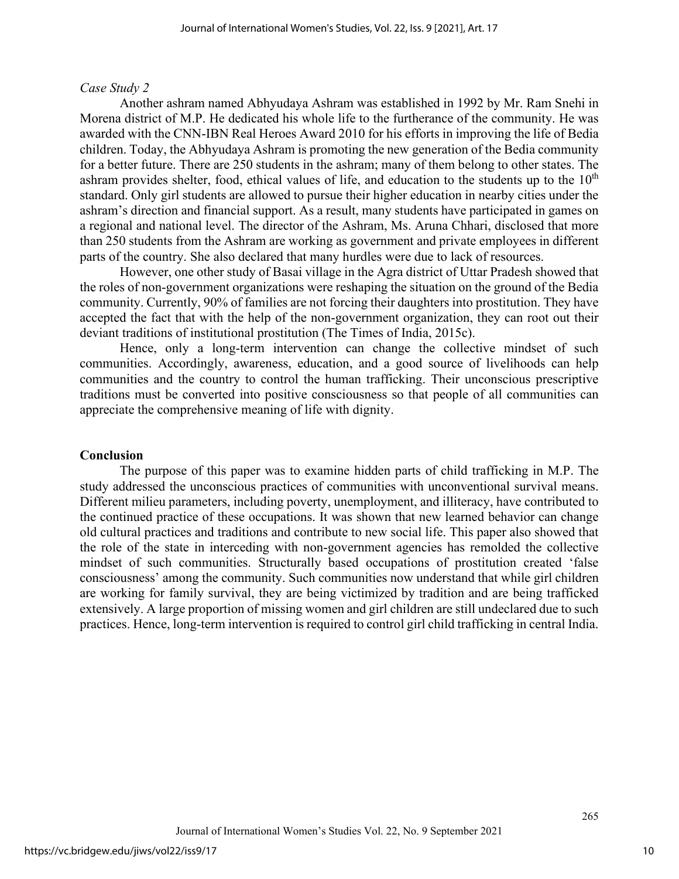*Case Study 2*

Another ashram named Abhyudaya Ashram was established in 1992 by Mr. Ram Snehi in Morena district of M.P. He dedicated his whole life to the furtherance of the community. He was awarded with the CNN-IBN Real Heroes Award 2010 for his efforts in improving the life of Bedia children. Today, the Abhyudaya Ashram is promoting the new generation of the Bedia community for a better future. There are 250 students in the ashram; many of them belong to other states. The ashram provides shelter, food, ethical values of life, and education to the students up to the 10th standard. Only girl students are allowed to pursue their higher education in nearby cities under the ashram's direction and financial support. As a result, many students have participated in games on a regional and national level. The director of the Ashram, Ms. Aruna Chhari, disclosed that more than 250 students from the Ashram are working as government and private employees in different parts of the country. She also declared that many hurdles were due to lack of resources.

However, one other study of Basai village in the Agra district of Uttar Pradesh showed that the roles of non-government organizations were reshaping the situation on the ground of the Bedia community. Currently, 90% of families are not forcing their daughters into prostitution. They have accepted the fact that with the help of the non-government organization, they can root out their deviant traditions of institutional prostitution (The Times of India, 2015c).

Hence, only a long-term intervention can change the collective mindset of such communities. Accordingly, awareness, education, and a good source of livelihoods can help communities and the country to control the human trafficking. Their unconscious prescriptive traditions must be converted into positive consciousness so that people of all communities can appreciate the comprehensive meaning of life with dignity.

## Conclusion

The purpose of this paper was to examine hidden parts of child trafficking in M.P. The study addressed the unconscious practices of communities with unconventional survival means. Different milieu parameters, including poverty, unemployment, and illiteracy, have contributed to the continued practice of these occupations. It was shown that new learned behavior can change old cultural practices and traditions and contribute to new social life. This paper also showed that the role of the state in interceding with non-government agencies has remolded the collective mindset of such communities. Structurally based occupations of prostitution created 'false consciousness' among the community. Such communities now understand that while girl children are working for family survival, they are being victimized by tradition and are being trafficked extensively. A large proportion of missing women and girl children are still undeclared due to such practices. Hence, long-term intervention is required to control girl child trafficking in central India.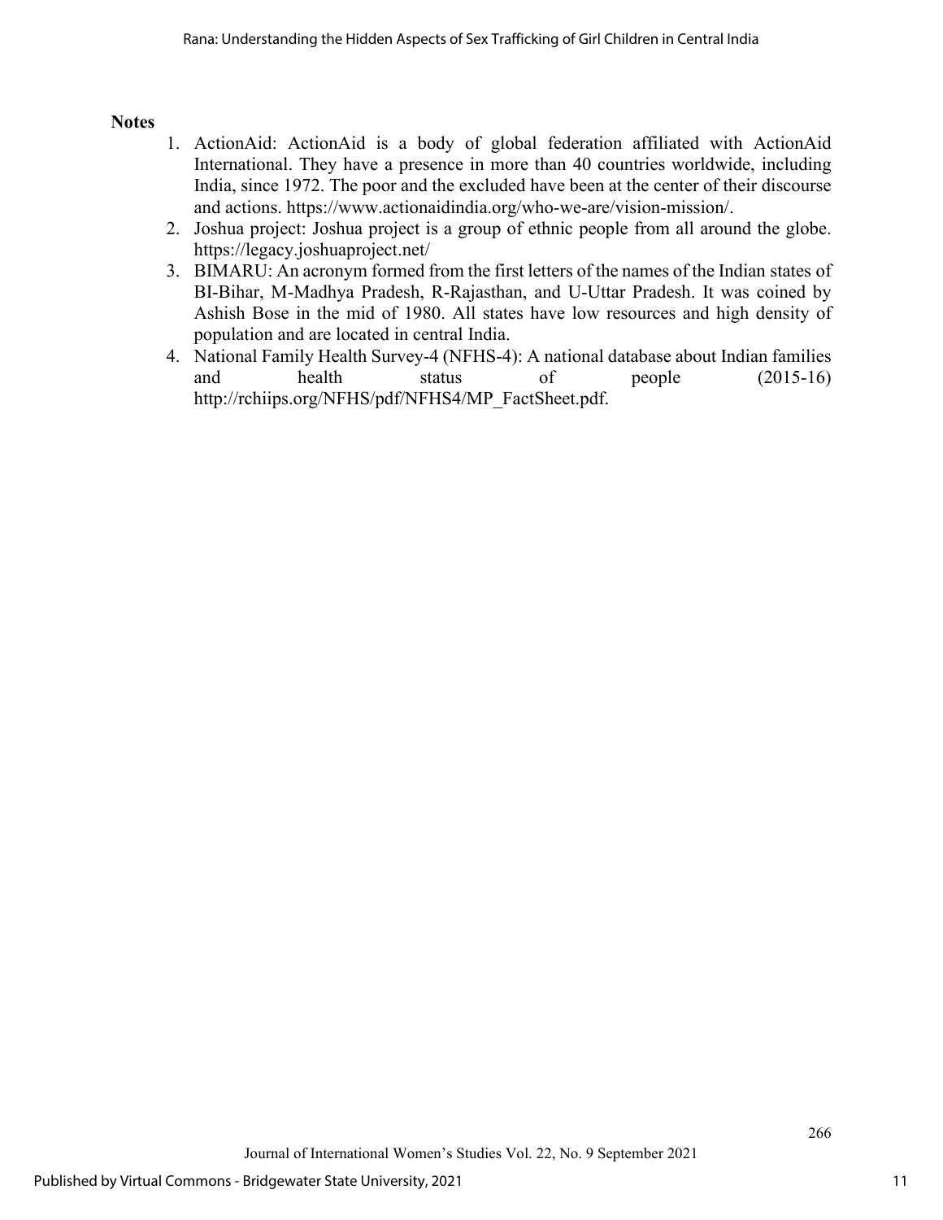## Notes

1. ActionAid: ActionAid is a body of global federation affiliated with ActionAid International. They have a presence in more than 40 countries worldwide, including India, since 1972. The poor and the excluded have been at the center of their discourse and actions. https://www.actionaidindia.org/who-we-are/vision-mission/.
2. Joshua project: Joshua project is a group of ethnic people from all around the globe. https://legacy.joshuaproject.net/
3. BIMARU: An acronym formed from the first letters of the names of the Indian states of BI-Bihar, M-Madhya Pradesh, R-Rajasthan, and U-Uttar Pradesh. It was coined by Ashish Bose in the mid of 1980. All states have low resources and high density of population and are located in central India.
4. National Family Health Survey-4 (NFHS-4): A national database about Indian families and health status of people (2015-16) http://rchiips.org/NFHS/pdf/NFHS4/MP_FactSheet.pdf.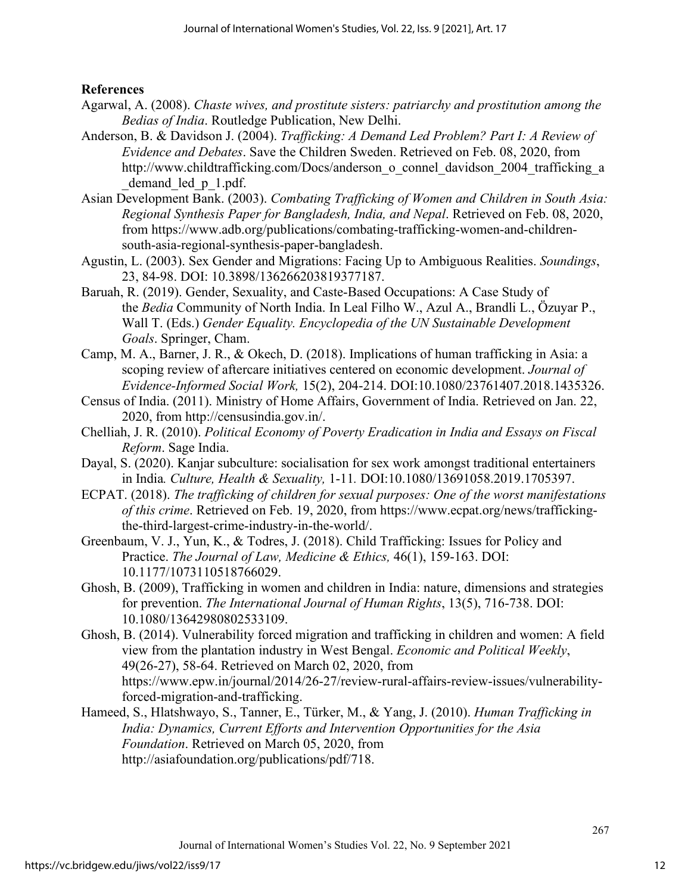**References**

Agarwal, A. (2008). *Chaste wives, and prostitute sisters: patriarchy and prostitution among the Bedias of India*. Routledge Publication, New Delhi.

Anderson, B. & Davidson J. (2004). *Trafficking: A Demand Led Problem? Part I: A Review of Evidence and Debates*. Save the Children Sweden. Retrieved on Feb. 08, 2020, from http://www.childtrafficking.com/Docs/anderson_o_connel_davidson_2004_trafficking_a_demand_led_p_1.pdf.

Asian Development Bank. (2003). *Combating Trafficking of Women and Children in South Asia: Regional Synthesis Paper for Bangladesh, India, and Nepal*. Retrieved on Feb. 08, 2020, from https://www.adb.org/publications/combating-trafficking-women-and-children-south-asia-regional-synthesis-paper-bangladesh.

Agustin, L. (2003). Sex Gender and Migrations: Facing Up to Ambiguous Realities. *Soundings*, 23, 84-98. DOI: 10.3898/136266203819377187.

Baruah, R. (2019). Gender, Sexuality, and Caste-Based Occupations: A Case Study of the *Bedia* Community of North India. In Leal Filho W., Azul A., Brandli L., Özuyar P., Wall T. (Eds.) *Gender Equality. Encyclopedia of the UN Sustainable Development Goals*. Springer, Cham.

Camp, M. A., Barner, J. R., & Okech, D. (2018). Implications of human trafficking in Asia: a scoping review of aftercare initiatives centered on economic development. *Journal of Evidence-Informed Social Work,* 15(2), 204-214. DOI:10.1080/23761407.2018.1435326.

Census of India. (2011). Ministry of Home Affairs, Government of India. Retrieved on Jan. 22, 2020, from http://censusindia.gov.in/.

Chelliah, J. R. (2010). *Political Economy of Poverty Eradication in India and Essays on Fiscal Reform*. Sage India.

Dayal, S. (2020). Kanjar subculture: socialisation for sex work amongst traditional entertainers in India*. Culture, Health & Sexuality,* 1-11*.* DOI:10.1080/13691058.2019.1705397.

ECPAT. (2018). *The trafficking of children for sexual purposes: One of the worst manifestations of this crime*. Retrieved on Feb. 19, 2020, from https://www.ecpat.org/news/trafficking-the-third-largest-crime-industry-in-the-world/.

Greenbaum, V. J., Yun, K., & Todres, J. (2018). Child Trafficking: Issues for Policy and Practice. *The Journal of Law, Medicine & Ethics,* 46(1), 159-163. DOI: 10.1177/1073110518766029.

Ghosh, B. (2009), Trafficking in women and children in India: nature, dimensions and strategies for prevention. *The International Journal of Human Rights*, 13(5), 716-738. DOI: 10.1080/13642980802533109.

Ghosh, B. (2014). Vulnerability forced migration and trafficking in children and women: A field view from the plantation industry in West Bengal. *Economic and Political Weekly*, 49(26-27), 58-64. Retrieved on March 02, 2020, from https://www.epw.in/journal/2014/26-27/review-rural-affairs-review-issues/vulnerability-forced-migration-and-trafficking.

Hameed, S., Hlatshwayo, S., Tanner, E., Türker, M., & Yang, J. (2010). *Human Trafficking in India: Dynamics, Current Efforts and Intervention Opportunities for the Asia Foundation*. Retrieved on March 05, 2020, from http://asiafoundation.org/publications/pdf/718.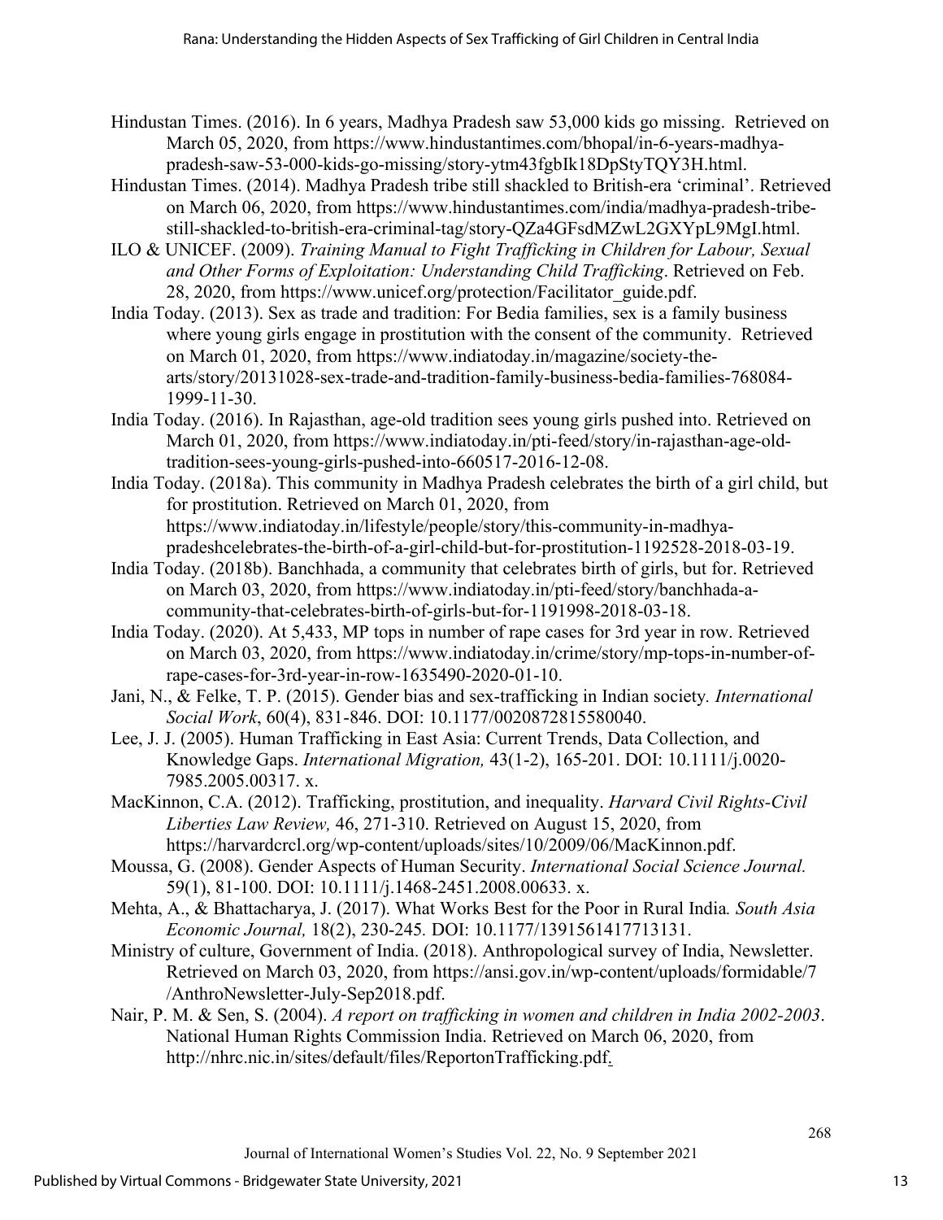Hindustan Times. (2016). In 6 years, Madhya Pradesh saw 53,000 kids go missing. Retrieved on March 05, 2020, from https://www.hindustantimes.com/bhopal/in-6-years-madhya-pradesh-saw-53-000-kids-go-missing/story-ytm43fgbIk18DpStyTQY3H.html.

Hindustan Times. (2014). Madhya Pradesh tribe still shackled to British-era 'criminal'. Retrieved on March 06, 2020, from https://www.hindustantimes.com/india/madhya-pradesh-tribe-still-shackled-to-british-era-criminal-tag/story-QZa4GFsdMZwL2GXYpL9MgI.html.

ILO & UNICEF. (2009). *Training Manual to Fight Trafficking in Children for Labour, Sexual and Other Forms of Exploitation: Understanding Child Trafficking*. Retrieved on Feb. 28, 2020, from https://www.unicef.org/protection/Facilitator_guide.pdf.

India Today. (2013). Sex as trade and tradition: For Bedia families, sex is a family business where young girls engage in prostitution with the consent of the community. Retrieved on March 01, 2020, from https://www.indiatoday.in/magazine/society-the-arts/story/20131028-sex-trade-and-tradition-family-business-bedia-families-768084-1999-11-30.

India Today. (2016). In Rajasthan, age-old tradition sees young girls pushed into. Retrieved on March 01, 2020, from https://www.indiatoday.in/pti-feed/story/in-rajasthan-age-old-tradition-sees-young-girls-pushed-into-660517-2016-12-08.

India Today. (2018a). This community in Madhya Pradesh celebrates the birth of a girl child, but for prostitution. Retrieved on March 01, 2020, from https://www.indiatoday.in/lifestyle/people/story/this-community-in-madhya-pradeshcelebrates-the-birth-of-a-girl-child-but-for-prostitution-1192528-2018-03-19.

India Today. (2018b). Banchhada, a community that celebrates birth of girls, but for. Retrieved on March 03, 2020, from https://www.indiatoday.in/pti-feed/story/banchhada-a-community-that-celebrates-birth-of-girls-but-for-1191998-2018-03-18.

India Today. (2020). At 5,433, MP tops in number of rape cases for 3rd year in row. Retrieved on March 03, 2020, from https://www.indiatoday.in/crime/story/mp-tops-in-number-of-rape-cases-for-3rd-year-in-row-1635490-2020-01-10.

Jani, N., & Felke, T. P. (2015). Gender bias and sex-trafficking in Indian society. *International Social Work*, 60(4), 831-846. DOI: 10.1177/0020872815580040.

Lee, J. J. (2005). Human Trafficking in East Asia: Current Trends, Data Collection, and Knowledge Gaps. *International Migration,* 43(1-2), 165-201. DOI: 10.1111/j.0020-7985.2005.00317. x.

MacKinnon, C.A. (2012). Trafficking, prostitution, and inequality. *Harvard Civil Rights-Civil Liberties Law Review,* 46, 271-310. Retrieved on August 15, 2020, from https://harvardcrcl.org/wp-content/uploads/sites/10/2009/06/MacKinnon.pdf.

Moussa, G. (2008). Gender Aspects of Human Security. *International Social Science Journal.* 59(1), 81-100. DOI: 10.1111/j.1468-2451.2008.00633. x.

Mehta, A., & Bhattacharya, J. (2017). What Works Best for the Poor in Rural India*. South Asia Economic Journal,* 18(2), 230-245*.* DOI: 10.1177/1391561417713131.

Ministry of culture, Government of India. (2018). Anthropological survey of India, Newsletter. Retrieved on March 03, 2020, from https://ansi.gov.in/wp-content/uploads/formidable/7/AnthroNewsletter-July-Sep2018.pdf.

Nair, P. M. & Sen, S. (2004). *A report on trafficking in women and children in India 2002-2003*. National Human Rights Commission India. Retrieved on March 06, 2020, from http://nhrc.nic.in/sites/default/files/ReportonTrafficking.pdf.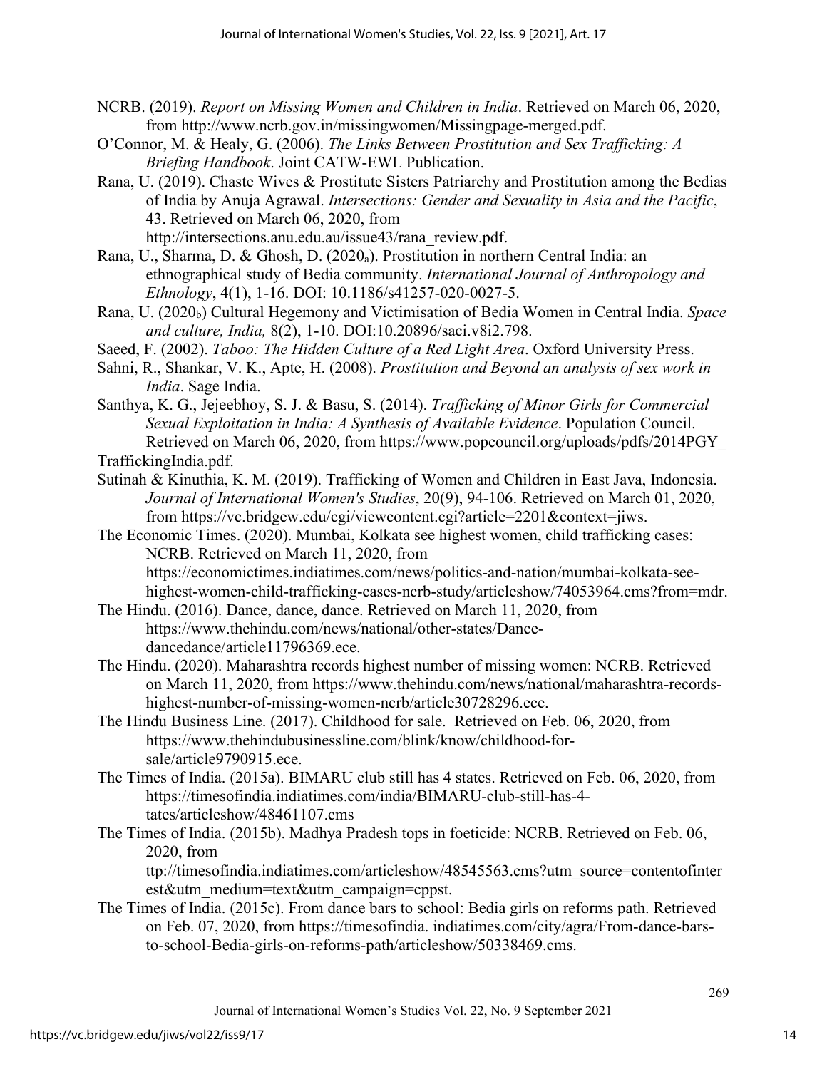NCRB. (2019). *Report on Missing Women and Children in India*. Retrieved on March 06, 2020, from http://www.ncrb.gov.in/missingwomen/Missingpage-merged.pdf.

O'Connor, M. & Healy, G. (2006). *The Links Between Prostitution and Sex Trafficking: A Briefing Handbook*. Joint CATW-EWL Publication.

Rana, U. (2019). Chaste Wives & Prostitute Sisters Patriarchy and Prostitution among the Bedias of India by Anuja Agrawal. *Intersections: Gender and Sexuality in Asia and the Pacific*, 43. Retrieved on March 06, 2020, from http://intersections.anu.edu.au/issue43/rana_review.pdf.

Rana, U., Sharma, D. & Ghosh, D. ($2020_a$). Prostitution in northern Central India: an ethnographical study of Bedia community. *International Journal of Anthropology and Ethnology*, 4(1), 1-16. DOI: 10.1186/s41257-020-0027-5.

Rana, U. ($2020_b$) Cultural Hegemony and Victimisation of Bedia Women in Central India. *Space and culture, India,* 8(2), 1-10. DOI:10.20896/saci.v8i2.798.

Saeed, F. (2002). *Taboo: The Hidden Culture of a Red Light Area*. Oxford University Press.

Sahni, R., Shankar, V. K., Apte, H. (2008). *Prostitution and Beyond an analysis of sex work in India*. Sage India.

Santhya, K. G., Jejeebhoy, S. J. & Basu, S. (2014). *Trafficking of Minor Girls for Commercial Sexual Exploitation in India: A Synthesis of Available Evidence*. Population Council. Retrieved on March 06, 2020, from https://www.popcouncil.org/uploads/pdfs/2014PGY_TraffickingIndia.pdf.

Sutinah & Kinuthia, K. M. (2019). Trafficking of Women and Children in East Java, Indonesia. *Journal of International Women's Studies*, 20(9), 94-106. Retrieved on March 01, 2020, from https://vc.bridgew.edu/cgi/viewcontent.cgi?article=2201&context=jiws.

The Economic Times. (2020). Mumbai, Kolkata see highest women, child trafficking cases: NCRB. Retrieved on March 11, 2020, from https://economictimes.indiatimes.com/news/politics-and-nation/mumbai-kolkata-see-highest-women-child-trafficking-cases-ncrb-study/articleshow/74053964.cms?from=mdr.

The Hindu. (2016). Dance, dance, dance. Retrieved on March 11, 2020, from https://www.thehindu.com/news/national/other-states/Dance-dancedance/article11796369.ece.

The Hindu. (2020). Maharashtra records highest number of missing women: NCRB. Retrieved on March 11, 2020, from https://www.thehindu.com/news/national/maharashtra-records-highest-number-of-missing-women-ncrb/article30728296.ece.

The Hindu Business Line. (2017). Childhood for sale. Retrieved on Feb. 06, 2020, from https://www.thehindubusinessline.com/blink/know/childhood-for-sale/article9790915.ece.

The Times of India. (2015a). BIMARU club still has 4 states. Retrieved on Feb. 06, 2020, from https://timesofindia.indiatimes.com/india/BIMARU-club-still-has-4-tates/articleshow/48461107.cms

The Times of India. (2015b). Madhya Pradesh tops in foeticide: NCRB. Retrieved on Feb. 06, 2020, from ttp://timesofindia.indiatimes.com/articleshow/48545563.cms?utm_source=contentofinterest&utm_medium=text&utm_campaign=cppst.

The Times of India. (2015c). From dance bars to school: Bedia girls on reforms path. Retrieved on Feb. 07, 2020, from https://timesofindia. indiatimes.com/city/agra/From-dance-bars-to-school-Bedia-girls-on-reforms-path/articleshow/50338469.cms.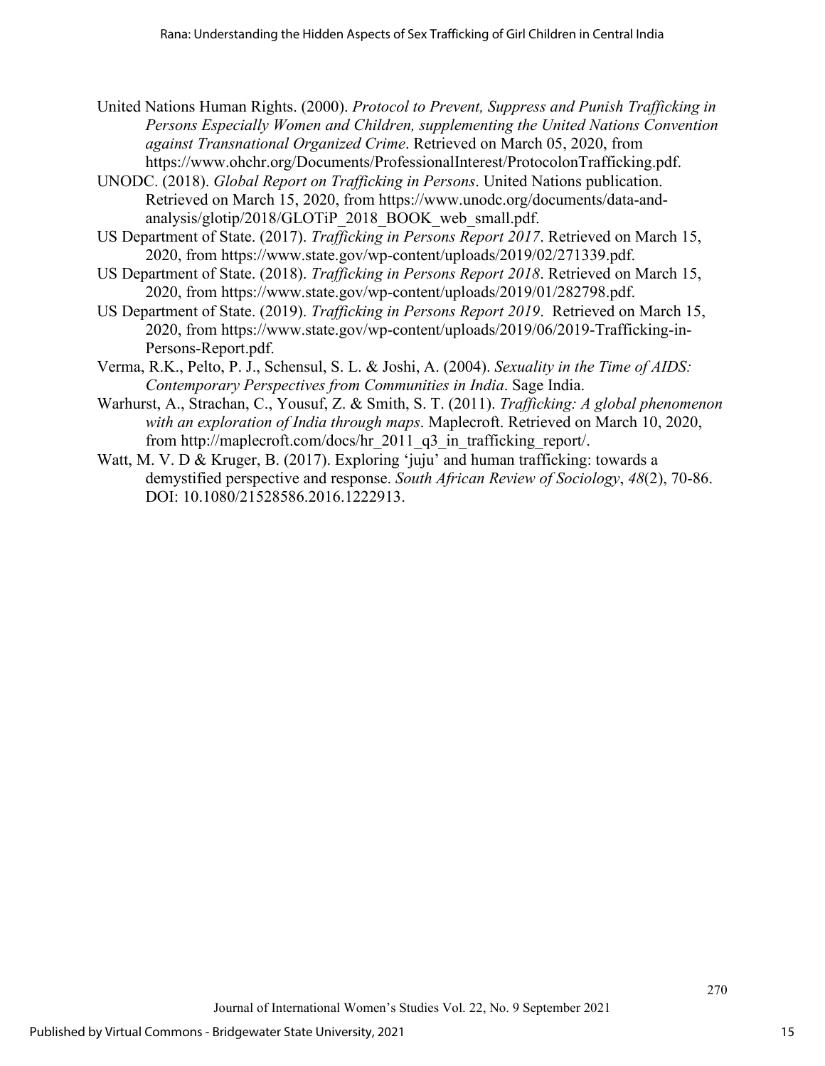United Nations Human Rights. (2000). *Protocol to Prevent, Suppress and Punish Trafficking in Persons Especially Women and Children, supplementing the United Nations Convention against Transnational Organized Crime*. Retrieved on March 05, 2020, from https://www.ohchr.org/Documents/ProfessionalInterest/ProtocolonTrafficking.pdf.

UNODC. (2018). *Global Report on Trafficking in Persons*. United Nations publication. Retrieved on March 15, 2020, from https://www.unodc.org/documents/data-and-analysis/glotip/2018/GLOTiP_2018_BOOK_web_small.pdf.

US Department of State. (2017). *Trafficking in Persons Report 2017*. Retrieved on March 15, 2020, from https://www.state.gov/wp-content/uploads/2019/02/271339.pdf.

US Department of State. (2018). *Trafficking in Persons Report 2018*. Retrieved on March 15, 2020, from https://www.state.gov/wp-content/uploads/2019/01/282798.pdf.

US Department of State. (2019). *Trafficking in Persons Report 2019*. Retrieved on March 15, 2020, from https://www.state.gov/wp-content/uploads/2019/06/2019-Trafficking-in-Persons-Report.pdf.

Verma, R.K., Pelto, P. J., Schensul, S. L. & Joshi, A. (2004). *Sexuality in the Time of AIDS: Contemporary Perspectives from Communities in India*. Sage India.

Warhurst, A., Strachan, C., Yousuf, Z. & Smith, S. T. (2011). *Trafficking: A global phenomenon with an exploration of India through maps*. Maplecroft. Retrieved on March 10, 2020, from http://maplecroft.com/docs/hr_2011_q3_in_trafficking_report/.

Watt, M. V. D & Kruger, B. (2017). Exploring 'juju' and human trafficking: towards a demystified perspective and response. *South African Review of Sociology*, *48*(2), 70-86. DOI: 10.1080/21528586.2016.1222913.